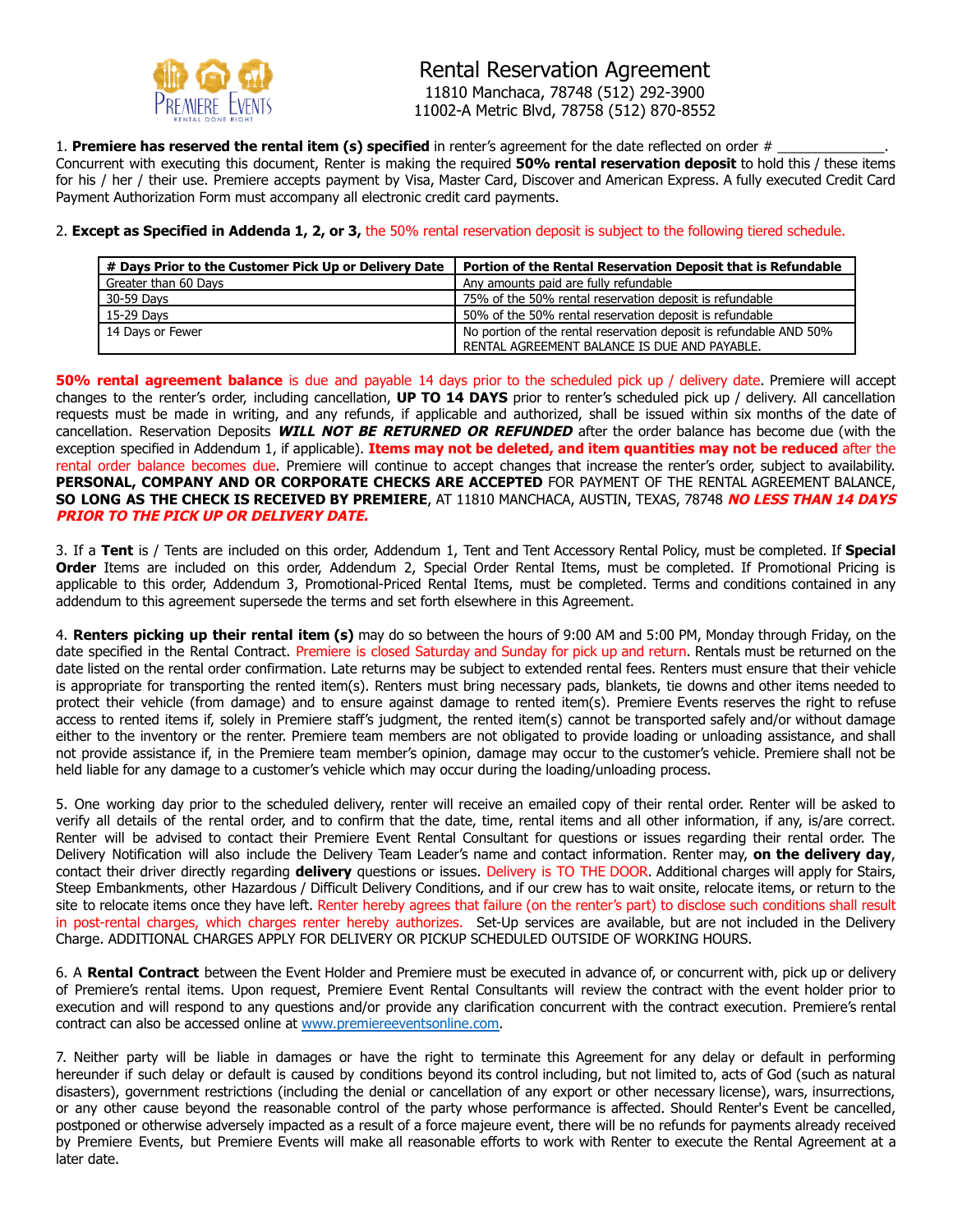# Rental Reservation Agreement

11810 Manchaca, 78748 (512) 292-3900
11002-A Metric Blvd, 78758 (512) 870-8552

1. **Premiere has reserved the rental item (s) specified** in renter's agreement for the date reflected on order # _____________. Concurrent with executing this document, Renter is making the required **50% rental reservation deposit** to hold this / these items for his / her / their use. Premiere accepts payment by Visa, Master Card, Discover and American Express. A fully executed Credit Card Payment Authorization Form must accompany all electronic credit card payments.

2. **Except as Specified in Addenda 1, 2, or 3,** the 50% rental reservation deposit is subject to the following tiered schedule.

| # Days Prior to the Customer Pick Up or Delivery Date | Portion of the Rental Reservation Deposit that is Refundable |
|---|---|
| Greater than 60 Days | Any amounts paid are fully refundable |
| 30-59 Days | 75% of the 50% rental reservation deposit is refundable |
| 15-29 Days | 50% of the 50% rental reservation deposit is refundable |
| 14 Days or Fewer | No portion of the rental reservation deposit is refundable AND 50% RENTAL AGREEMENT BALANCE IS DUE AND PAYABLE. |

**50% rental agreement balance** is due and payable 14 days prior to the scheduled pick up / delivery date. Premiere will accept changes to the renter's order, including cancellation, **UP TO 14 DAYS** prior to renter's scheduled pick up / delivery. All cancellation requests must be made in writing, and any refunds, if applicable and authorized, shall be issued within six months of the date of cancellation. Reservation Deposits ***WILL NOT BE RETURNED OR REFUNDED*** after the order balance has become due (with the exception specified in Addendum 1, if applicable). **Items may not be deleted, and item quantities may not be reduced** after the rental order balance becomes due. Premiere will continue to accept changes that increase the renter's order, subject to availability. **PERSONAL, COMPANY AND OR CORPORATE CHECKS ARE ACCEPTED** FOR PAYMENT OF THE RENTAL AGREEMENT BALANCE, **SO LONG AS THE CHECK IS RECEIVED BY PREMIERE**, AT 11810 MANCHACA, AUSTIN, TEXAS, 78748 ***NO LESS THAN 14 DAYS PRIOR TO THE PICK UP OR DELIVERY DATE.***

3. If a **Tent** is / Tents are included on this order, Addendum 1, Tent and Tent Accessory Rental Policy, must be completed. If **Special Order** Items are included on this order, Addendum 2, Special Order Rental Items, must be completed. If Promotional Pricing is applicable to this order, Addendum 3, Promotional-Priced Rental Items, must be completed. Terms and conditions contained in any addendum to this agreement supersede the terms and set forth elsewhere in this Agreement.

4. **Renters picking up their rental item (s)** may do so between the hours of 9:00 AM and 5:00 PM, Monday through Friday, on the date specified in the Rental Contract. Premiere is closed Saturday and Sunday for pick up and return. Rentals must be returned on the date listed on the rental order confirmation. Late returns may be subject to extended rental fees. Renters must ensure that their vehicle is appropriate for transporting the rented item(s). Renters must bring necessary pads, blankets, tie downs and other items needed to protect their vehicle (from damage) and to ensure against damage to rented item(s). Premiere Events reserves the right to refuse access to rented items if, solely in Premiere staff's judgment, the rented item(s) cannot be transported safely and/or without damage either to the inventory or the renter. Premiere team members are not obligated to provide loading or unloading assistance, and shall not provide assistance if, in the Premiere team member's opinion, damage may occur to the customer's vehicle. Premiere shall not be held liable for any damage to a customer's vehicle which may occur during the loading/unloading process.

5. One working day prior to the scheduled delivery, renter will receive an emailed copy of their rental order. Renter will be asked to verify all details of the rental order, and to confirm that the date, time, rental items and all other information, if any, is/are correct. Renter will be advised to contact their Premiere Event Rental Consultant for questions or issues regarding their rental order. The Delivery Notification will also include the Delivery Team Leader's name and contact information. Renter may, **on the delivery day**, contact their driver directly regarding **delivery** questions or issues. Delivery is TO THE DOOR. Additional charges will apply for Stairs, Steep Embankments, other Hazardous / Difficult Delivery Conditions, and if our crew has to wait onsite, relocate items, or return to the site to relocate items once they have left. Renter hereby agrees that failure (on the renter's part) to disclose such conditions shall result in post-rental charges, which charges renter hereby authorizes. Set-Up services are available, but are not included in the Delivery Charge. ADDITIONAL CHARGES APPLY FOR DELIVERY OR PICKUP SCHEDULED OUTSIDE OF WORKING HOURS.

6. A **Rental Contract** between the Event Holder and Premiere must be executed in advance of, or concurrent with, pick up or delivery of Premiere's rental items. Upon request, Premiere Event Rental Consultants will review the contract with the event holder prior to execution and will respond to any questions and/or provide any clarification concurrent with the contract execution. Premiere's rental contract can also be accessed online at www.premiereeventsonline.com.

7. Neither party will be liable in damages or have the right to terminate this Agreement for any delay or default in performing hereunder if such delay or default is caused by conditions beyond its control including, but not limited to, acts of God (such as natural disasters), government restrictions (including the denial or cancellation of any export or other necessary license), wars, insurrections, or any other cause beyond the reasonable control of the party whose performance is affected. Should Renter's Event be cancelled, postponed or otherwise adversely impacted as a result of a force majeure event, there will be no refunds for payments already received by Premiere Events, but Premiere Events will make all reasonable efforts to work with Renter to execute the Rental Agreement at a later date.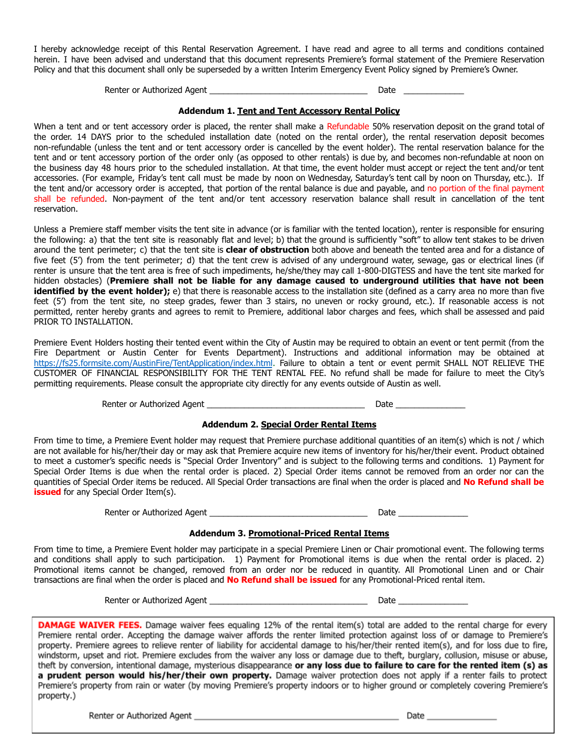I hereby acknowledge receipt of this Rental Reservation Agreement. I have read and agree to all terms and conditions contained herein. I have been advised and understand that this document represents Premiere's formal statement of the Premiere Reservation Policy and that this document shall only be superseded by a written Interim Emergency Event Policy signed by Premiere's Owner.

Renter or Authorized Agent ________________________________ Date _____________

### Addendum 1. Tent and Tent Accessory Rental Policy

When a tent and or tent accessory order is placed, the renter shall make a Refundable 50% reservation deposit on the grand total of the order. 14 DAYS prior to the scheduled installation date (noted on the rental order), the rental reservation deposit becomes non-refundable (unless the tent and or tent accessory order is cancelled by the event holder). The rental reservation balance for the tent and or tent accessory portion of the order only (as opposed to other rentals) is due by, and becomes non-refundable at noon on the business day 48 hours prior to the scheduled installation. At that time, the event holder must accept or reject the tent and/or tent accessories. (For example, Friday's tent call must be made by noon on Wednesday, Saturday's tent call by noon on Thursday, etc.). If the tent and/or accessory order is accepted, that portion of the rental balance is due and payable, and no portion of the final payment shall be refunded. Non-payment of the tent and/or tent accessory reservation balance shall result in cancellation of the tent reservation.

Unless a Premiere staff member visits the tent site in advance (or is familiar with the tented location), renter is responsible for ensuring the following: a) that the tent site is reasonably flat and level; b) that the ground is sufficiently "soft" to allow tent stakes to be driven around the tent perimeter; c) that the tent site is **clear of obstruction** both above and beneath the tented area and for a distance of five feet (5') from the tent perimeter; d) that the tent crew is advised of any underground water, sewage, gas or electrical lines (if renter is unsure that the tent area is free of such impediments, he/she/they may call 1-800-DIGTESS and have the tent site marked for hidden obstacles) (**Premiere shall not be liable for any damage caused to underground utilities that have not been identified by the event holder);** e) that there is reasonable access to the installation site (defined as a carry area no more than five feet (5') from the tent site, no steep grades, fewer than 3 stairs, no uneven or rocky ground, etc.). If reasonable access is not permitted, renter hereby grants and agrees to remit to Premiere, additional labor charges and fees, which shall be assessed and paid PRIOR TO INSTALLATION.

Premiere Event Holders hosting their tented event within the City of Austin may be required to obtain an event or tent permit (from the Fire Department or Austin Center for Events Department). Instructions and additional information may be obtained at https://fs25.formsite.com/AustinFire/TentApplication/index.html. Failure to obtain a tent or event permit SHALL NOT RELIEVE THE CUSTOMER OF FINANCIAL RESPONSIBILITY FOR THE TENT RENTAL FEE. No refund shall be made for failure to meet the City's permitting requirements. Please consult the appropriate city directly for any events outside of Austin as well.

Renter or Authorized Agent ________________________________ Date _______________

### Addendum 2. Special Order Rental Items

From time to time, a Premiere Event holder may request that Premiere purchase additional quantities of an item(s) which is not / which are not available for his/her/their day or may ask that Premiere acquire new items of inventory for his/her/their event. Product obtained to meet a customer's specific needs is "Special Order Inventory" and is subject to the following terms and conditions. 1) Payment for Special Order Items is due when the rental order is placed. 2) Special Order items cannot be removed from an order nor can the quantities of Special Order items be reduced. All Special Order transactions are final when the order is placed and **No Refund shall be issued** for any Special Order Item(s).

Renter or Authorized Agent ________________________________ Date _______________

### Addendum 3. Promotional-Priced Rental Items

From time to time, a Premiere Event holder may participate in a special Premiere Linen or Chair promotional event. The following terms and conditions shall apply to such participation. 1) Payment for Promotional items is due when the rental order is placed. 2) Promotional items cannot be changed, removed from an order nor be reduced in quantity. All Promotional Linen and or Chair transactions are final when the order is placed and **No Refund shall be issued** for any Promotional-Priced rental item.

Renter or Authorized Agent ________________________________ Date _______________

**DAMAGE WAIVER FEES.** Damage waiver fees equaling 12% of the rental item(s) total are added to the rental charge for every Premiere rental order. Accepting the damage waiver affords the renter limited protection against loss of or damage to Premiere's property. Premiere agrees to relieve renter of liability for accidental damage to his/her/their rented item(s), and for loss due to fire, windstorm, upset and riot. Premiere excludes from the waiver any loss or damage due to theft, burglary, collusion, misuse or abuse, theft by conversion, intentional damage, mysterious disappearance **or any loss due to failure to care for the rented item (s) as a prudent person would his/her/their own property.** Damage waiver protection does not apply if a renter fails to protect Premiere's property from rain or water (by moving Premiere's property indoors or to higher ground or completely covering Premiere's property.)

Renter or Authorized Agent ________________________________ Date _______________